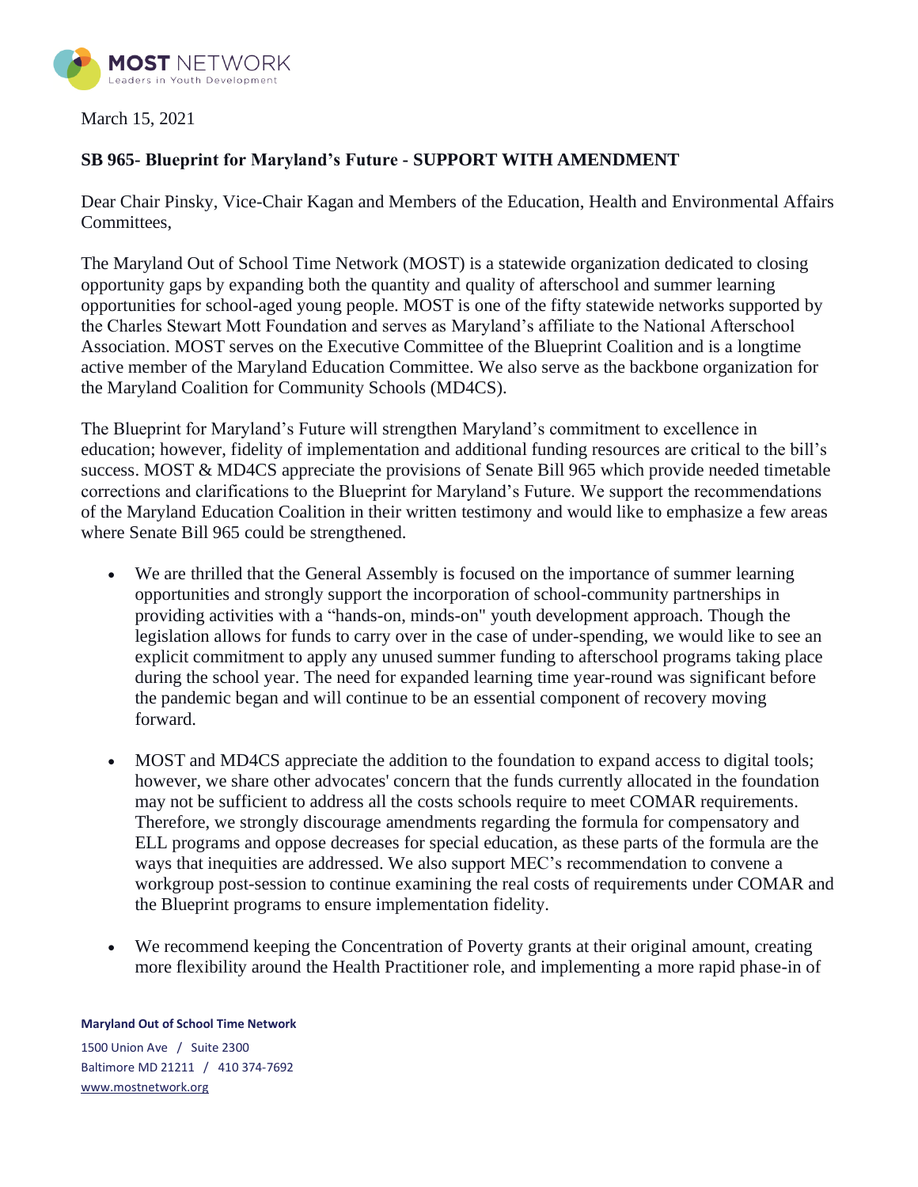MOST NETWORK
Leaders in Youth Development

March 15, 2021

**SB 965- Blueprint for Maryland's Future - SUPPORT WITH AMENDMENT**

Dear Chair Pinsky, Vice-Chair Kagan and Members of the Education, Health and Environmental Affairs Committees,

The Maryland Out of School Time Network (MOST) is a statewide organization dedicated to closing opportunity gaps by expanding both the quantity and quality of afterschool and summer learning opportunities for school-aged young people. MOST is one of the fifty statewide networks supported by the Charles Stewart Mott Foundation and serves as Maryland's affiliate to the National Afterschool Association. MOST serves on the Executive Committee of the Blueprint Coalition and is a longtime active member of the Maryland Education Committee. We also serve as the backbone organization for the Maryland Coalition for Community Schools (MD4CS).

The Blueprint for Maryland's Future will strengthen Maryland's commitment to excellence in education; however, fidelity of implementation and additional funding resources are critical to the bill's success. MOST & MD4CS appreciate the provisions of Senate Bill 965 which provide needed timetable corrections and clarifications to the Blueprint for Maryland's Future. We support the recommendations of the Maryland Education Coalition in their written testimony and would like to emphasize a few areas where Senate Bill 965 could be strengthened.

- We are thrilled that the General Assembly is focused on the importance of summer learning opportunities and strongly support the incorporation of school-community partnerships in providing activities with a "hands-on, minds-on" youth development approach. Though the legislation allows for funds to carry over in the case of under-spending, we would like to see an explicit commitment to apply any unused summer funding to afterschool programs taking place during the school year. The need for expanded learning time year-round was significant before the pandemic began and will continue to be an essential component of recovery moving forward.

- MOST and MD4CS appreciate the addition to the foundation to expand access to digital tools; however, we share other advocates' concern that the funds currently allocated in the foundation may not be sufficient to address all the costs schools require to meet COMAR requirements. Therefore, we strongly discourage amendments regarding the formula for compensatory and ELL programs and oppose decreases for special education, as these parts of the formula are the ways that inequities are addressed. We also support MEC's recommendation to convene a workgroup post-session to continue examining the real costs of requirements under COMAR and the Blueprint programs to ensure implementation fidelity.

- We recommend keeping the Concentration of Poverty grants at their original amount, creating more flexibility around the Health Practitioner role, and implementing a more rapid phase-in of

**Maryland Out of School Time Network**

1500 Union Ave / Suite 2300
Baltimore MD 21211 / 410 374-7692
www.mostnetwork.org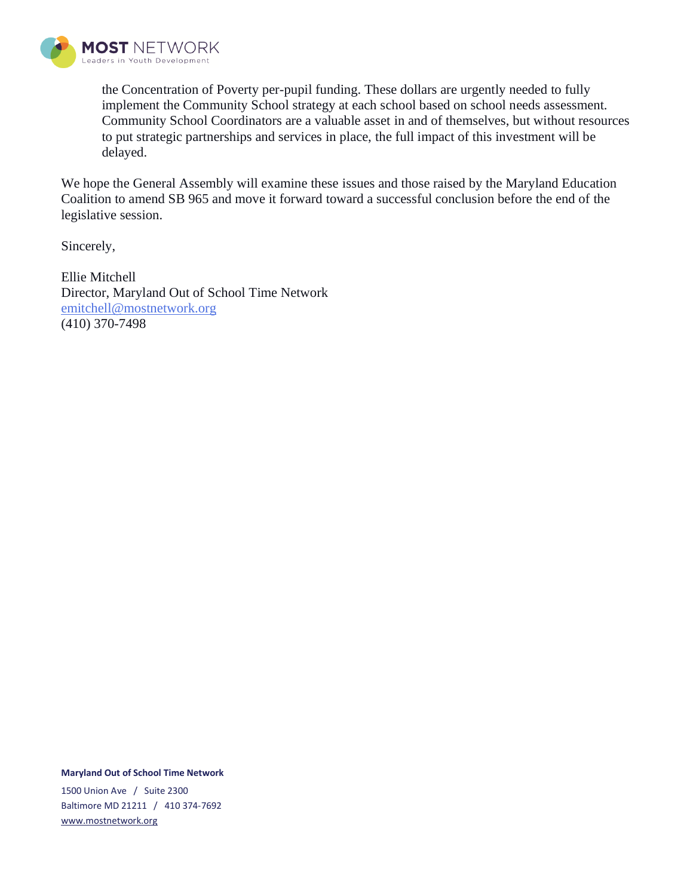the Concentration of Poverty per-pupil funding. These dollars are urgently needed to fully implement the Community School strategy at each school based on school needs assessment. Community School Coordinators are a valuable asset in and of themselves, but without resources to put strategic partnerships and services in place, the full impact of this investment will be delayed.

We hope the General Assembly will examine these issues and those raised by the Maryland Education Coalition to amend SB 965 and move it forward toward a successful conclusion before the end of the legislative session.

Sincerely,

Ellie Mitchell  
Director, Maryland Out of School Time Network  
emitchell@mostnetwork.org  
(410) 370-7498

**Maryland Out of School Time Network**  
1500 Union Ave / Suite 2300  
Baltimore MD 21211 / 410 374-7692  
www.mostnetwork.org